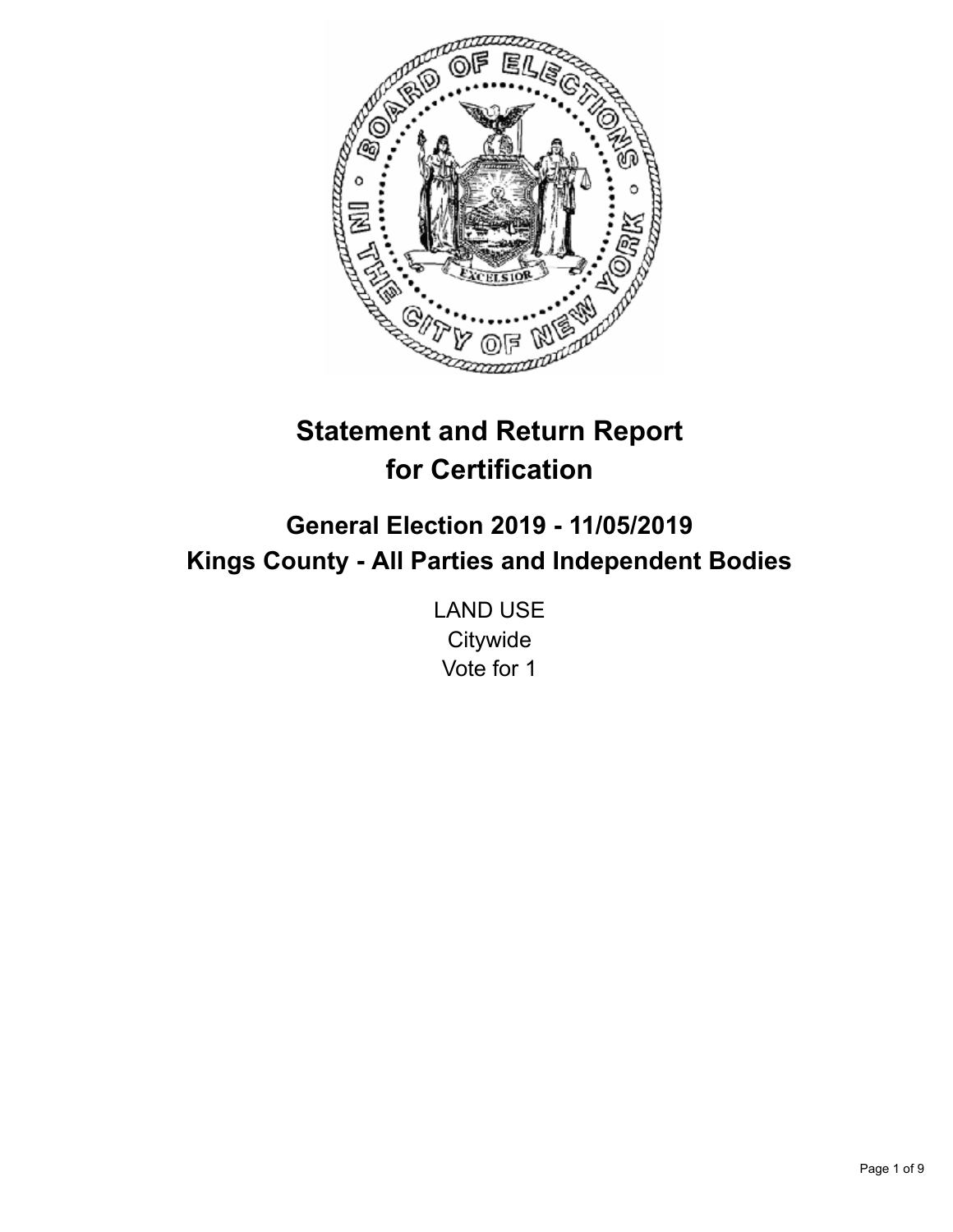# Statement and Return Report for Certification

## General Election 2019 - 11/05/2019
## Kings County - All Parties and Independent Bodies

LAND USE
Citywide
Vote for 1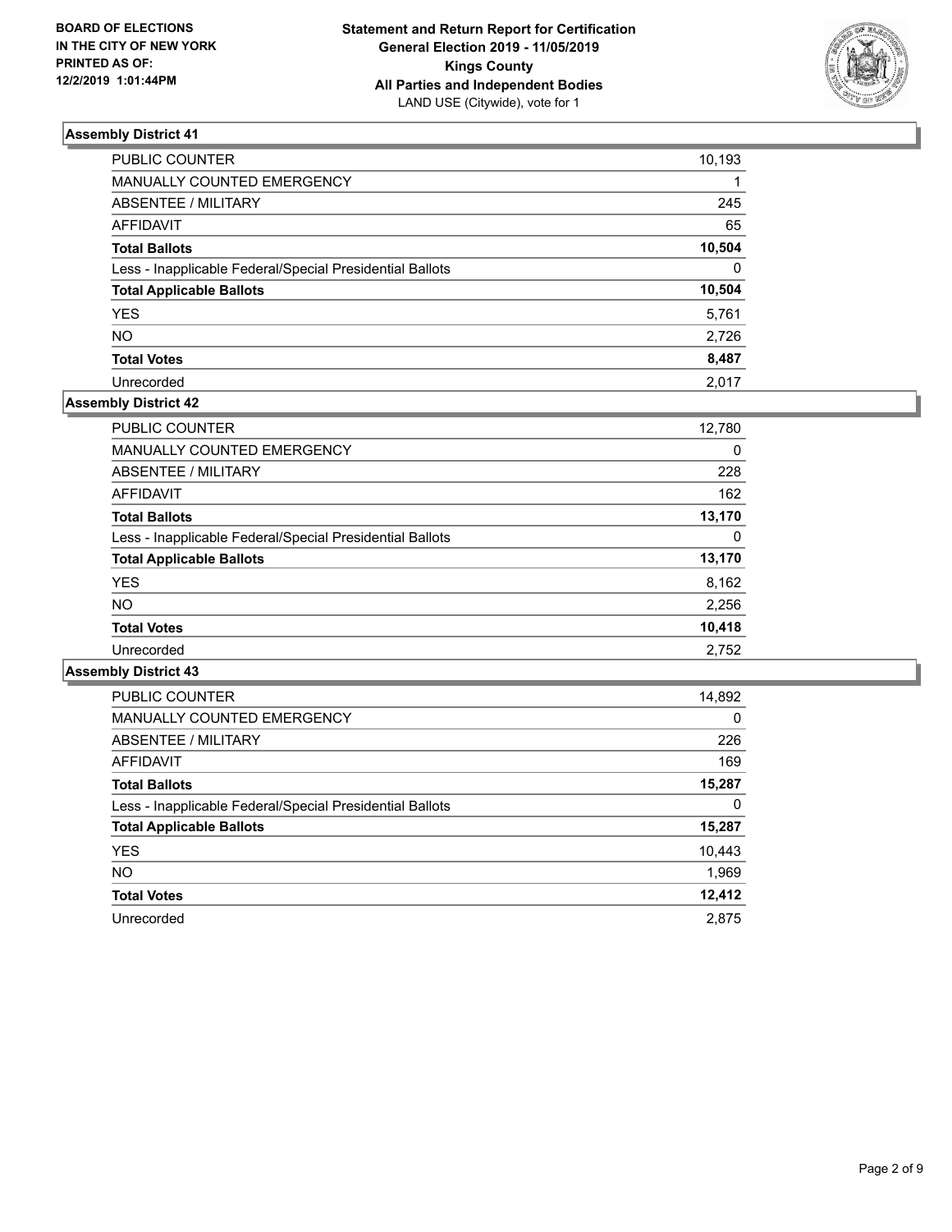**BOARD OF ELECTIONS IN THE CITY OF NEW YORK PRINTED AS OF: 12/2/2019 1:01:44PM**

# Statement and Return Report for Certification General Election 2019 - 11/05/2019 Kings County All Parties and Independent Bodies

LAND USE (Citywide), vote for 1

## Assembly District 41

| | |
|---|---|
| PUBLIC COUNTER | 10,193 |
| MANUALLY COUNTED EMERGENCY | 1 |
| ABSENTEE / MILITARY | 245 |
| AFFIDAVIT | 65 |
| **Total Ballots** | **10,504** |
| Less - Inapplicable Federal/Special Presidential Ballots | 0 |
| **Total Applicable Ballots** | **10,504** |
| YES | 5,761 |
| NO | 2,726 |
| **Total Votes** | **8,487** |
| Unrecorded | 2,017 |

## Assembly District 42

| | |
|---|---|
| PUBLIC COUNTER | 12,780 |
| MANUALLY COUNTED EMERGENCY | 0 |
| ABSENTEE / MILITARY | 228 |
| AFFIDAVIT | 162 |
| **Total Ballots** | **13,170** |
| Less - Inapplicable Federal/Special Presidential Ballots | 0 |
| **Total Applicable Ballots** | **13,170** |
| YES | 8,162 |
| NO | 2,256 |
| **Total Votes** | **10,418** |
| Unrecorded | 2,752 |

## Assembly District 43

| | |
|---|---|
| PUBLIC COUNTER | 14,892 |
| MANUALLY COUNTED EMERGENCY | 0 |
| ABSENTEE / MILITARY | 226 |
| AFFIDAVIT | 169 |
| **Total Ballots** | **15,287** |
| Less - Inapplicable Federal/Special Presidential Ballots | 0 |
| **Total Applicable Ballots** | **15,287** |
| YES | 10,443 |
| NO | 1,969 |
| **Total Votes** | **12,412** |
| Unrecorded | 2,875 |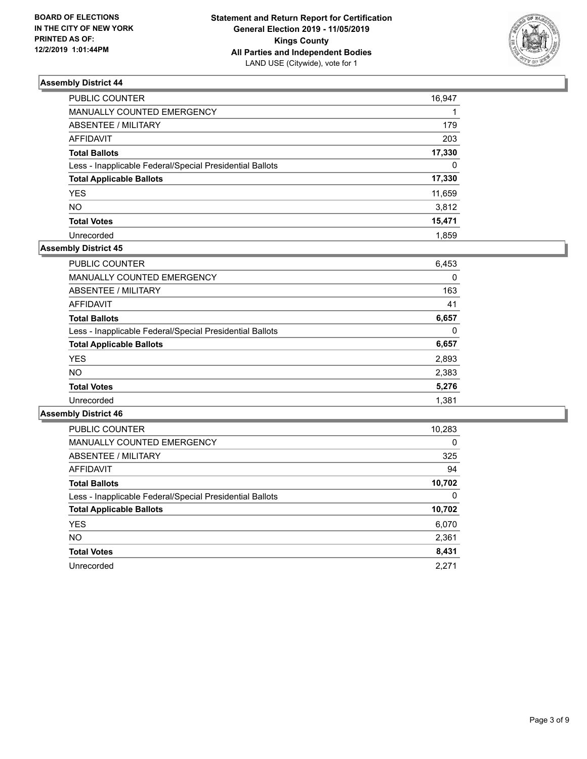BOARD OF ELECTIONS
IN THE CITY OF NEW YORK
PRINTED AS OF:
12/2/2019 1:01:44PM

**Statement and Return Report for Certification**
**General Election 2019 - 11/05/2019**
**Kings County**
**All Parties and Independent Bodies**
LAND USE (Citywide), vote for 1

### Assembly District 44

| | |
|---|---|
| PUBLIC COUNTER | 16,947 |
| MANUALLY COUNTED EMERGENCY | 1 |
| ABSENTEE / MILITARY | 179 |
| AFFIDAVIT | 203 |
| **Total Ballots** | **17,330** |
| Less - Inapplicable Federal/Special Presidential Ballots | 0 |
| **Total Applicable Ballots** | **17,330** |
| YES | 11,659 |
| NO | 3,812 |
| **Total Votes** | **15,471** |
| Unrecorded | 1,859 |

### Assembly District 45

| | |
|---|---|
| PUBLIC COUNTER | 6,453 |
| MANUALLY COUNTED EMERGENCY | 0 |
| ABSENTEE / MILITARY | 163 |
| AFFIDAVIT | 41 |
| **Total Ballots** | **6,657** |
| Less - Inapplicable Federal/Special Presidential Ballots | 0 |
| **Total Applicable Ballots** | **6,657** |
| YES | 2,893 |
| NO | 2,383 |
| **Total Votes** | **5,276** |
| Unrecorded | 1,381 |

### Assembly District 46

| | |
|---|---|
| PUBLIC COUNTER | 10,283 |
| MANUALLY COUNTED EMERGENCY | 0 |
| ABSENTEE / MILITARY | 325 |
| AFFIDAVIT | 94 |
| **Total Ballots** | **10,702** |
| Less - Inapplicable Federal/Special Presidential Ballots | 0 |
| **Total Applicable Ballots** | **10,702** |
| YES | 6,070 |
| NO | 2,361 |
| **Total Votes** | **8,431** |
| Unrecorded | 2,271 |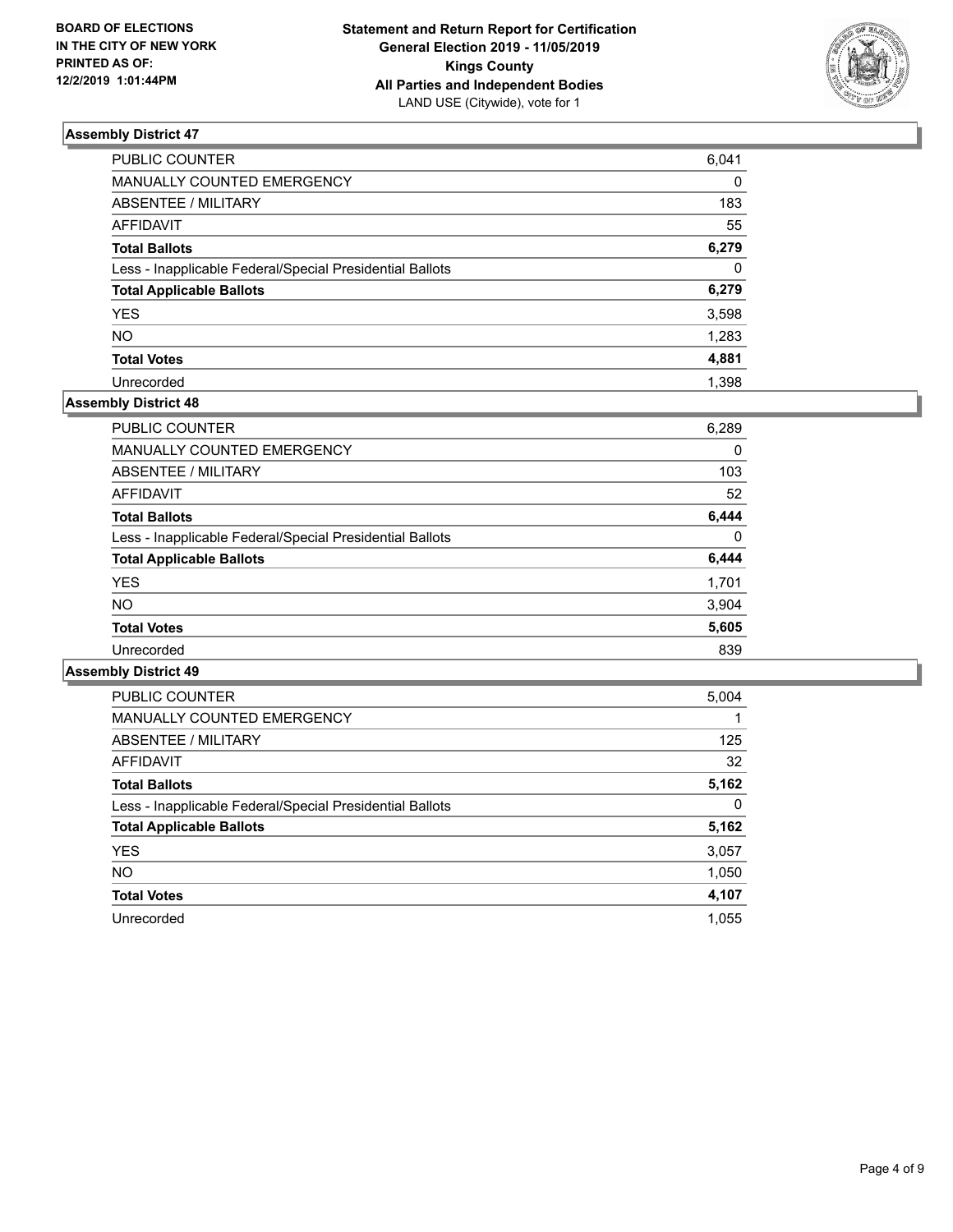**BOARD OF ELECTIONS IN THE CITY OF NEW YORK PRINTED AS OF: 12/2/2019 1:01:44PM**

**Statement and Return Report for Certification General Election 2019 - 11/05/2019 Kings County All Parties and Independent Bodies**
LAND USE (Citywide), vote for 1

### Assembly District 47

| | |
|---|---|
| PUBLIC COUNTER | 6,041 |
| MANUALLY COUNTED EMERGENCY | 0 |
| ABSENTEE / MILITARY | 183 |
| AFFIDAVIT | 55 |
| **Total Ballots** | **6,279** |
| Less - Inapplicable Federal/Special Presidential Ballots | 0 |
| **Total Applicable Ballots** | **6,279** |
| YES | 3,598 |
| NO | 1,283 |
| **Total Votes** | **4,881** |
| Unrecorded | 1,398 |

### Assembly District 48

| | |
|---|---|
| PUBLIC COUNTER | 6,289 |
| MANUALLY COUNTED EMERGENCY | 0 |
| ABSENTEE / MILITARY | 103 |
| AFFIDAVIT | 52 |
| **Total Ballots** | **6,444** |
| Less - Inapplicable Federal/Special Presidential Ballots | 0 |
| **Total Applicable Ballots** | **6,444** |
| YES | 1,701 |
| NO | 3,904 |
| **Total Votes** | **5,605** |
| Unrecorded | 839 |

### Assembly District 49

| | |
|---|---|
| PUBLIC COUNTER | 5,004 |
| MANUALLY COUNTED EMERGENCY | 1 |
| ABSENTEE / MILITARY | 125 |
| AFFIDAVIT | 32 |
| **Total Ballots** | **5,162** |
| Less - Inapplicable Federal/Special Presidential Ballots | 0 |
| **Total Applicable Ballots** | **5,162** |
| YES | 3,057 |
| NO | 1,050 |
| **Total Votes** | **4,107** |
| Unrecorded | 1,055 |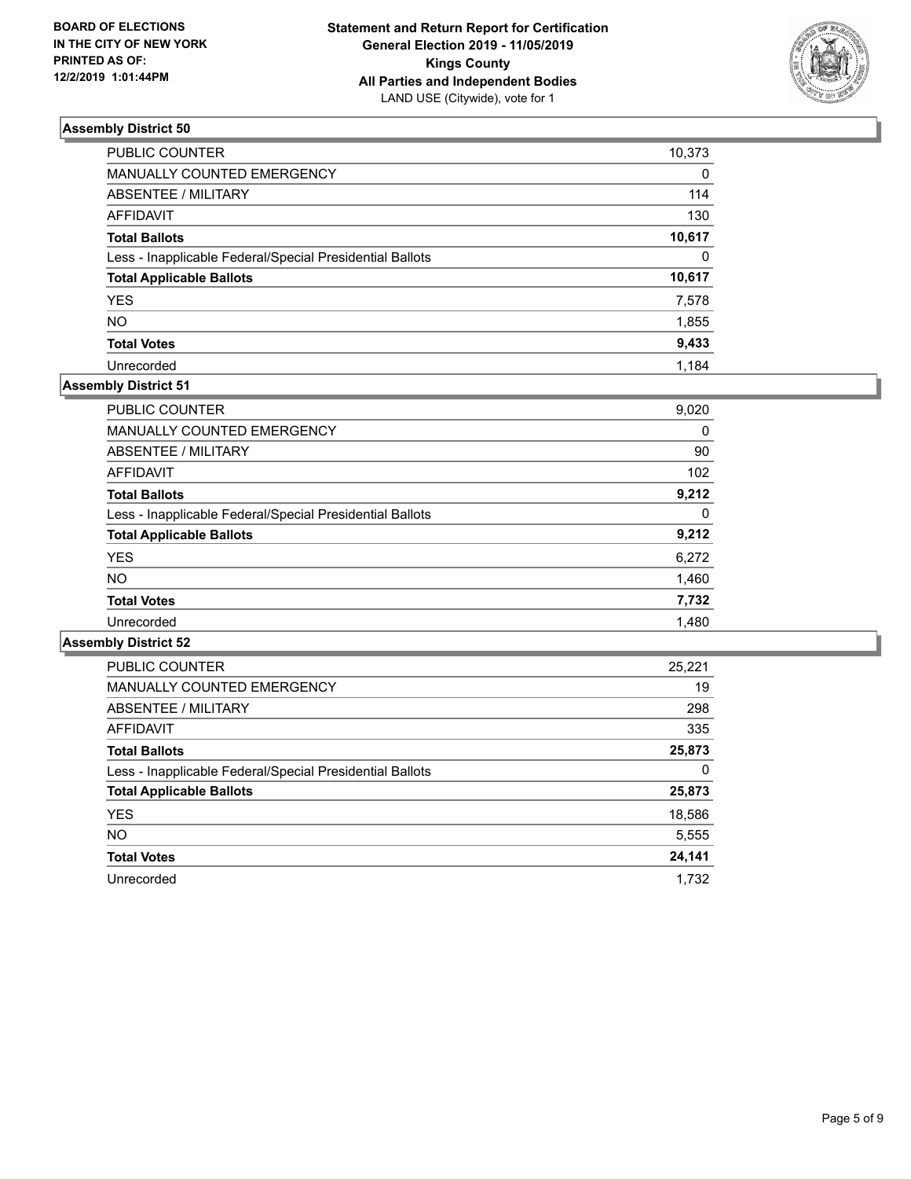BOARD OF ELECTIONS
IN THE CITY OF NEW YORK
PRINTED AS OF:
12/2/2019 1:01:44PM

**Statement and Return Report for Certification**
**General Election 2019 - 11/05/2019**
**Kings County**
**All Parties and Independent Bodies**
LAND USE (Citywide), vote for 1

### Assembly District 50

| | |
|---|---|
| PUBLIC COUNTER | 10,373 |
| MANUALLY COUNTED EMERGENCY | 0 |
| ABSENTEE / MILITARY | 114 |
| AFFIDAVIT | 130 |
| **Total Ballots** | **10,617** |
| Less - Inapplicable Federal/Special Presidential Ballots | 0 |
| **Total Applicable Ballots** | **10,617** |
| YES | 7,578 |
| NO | 1,855 |
| **Total Votes** | **9,433** |
| Unrecorded | 1,184 |

### Assembly District 51

| | |
|---|---|
| PUBLIC COUNTER | 9,020 |
| MANUALLY COUNTED EMERGENCY | 0 |
| ABSENTEE / MILITARY | 90 |
| AFFIDAVIT | 102 |
| **Total Ballots** | **9,212** |
| Less - Inapplicable Federal/Special Presidential Ballots | 0 |
| **Total Applicable Ballots** | **9,212** |
| YES | 6,272 |
| NO | 1,460 |
| **Total Votes** | **7,732** |
| Unrecorded | 1,480 |

### Assembly District 52

| | |
|---|---|
| PUBLIC COUNTER | 25,221 |
| MANUALLY COUNTED EMERGENCY | 19 |
| ABSENTEE / MILITARY | 298 |
| AFFIDAVIT | 335 |
| **Total Ballots** | **25,873** |
| Less - Inapplicable Federal/Special Presidential Ballots | 0 |
| **Total Applicable Ballots** | **25,873** |
| YES | 18,586 |
| NO | 5,555 |
| **Total Votes** | **24,141** |
| Unrecorded | 1,732 |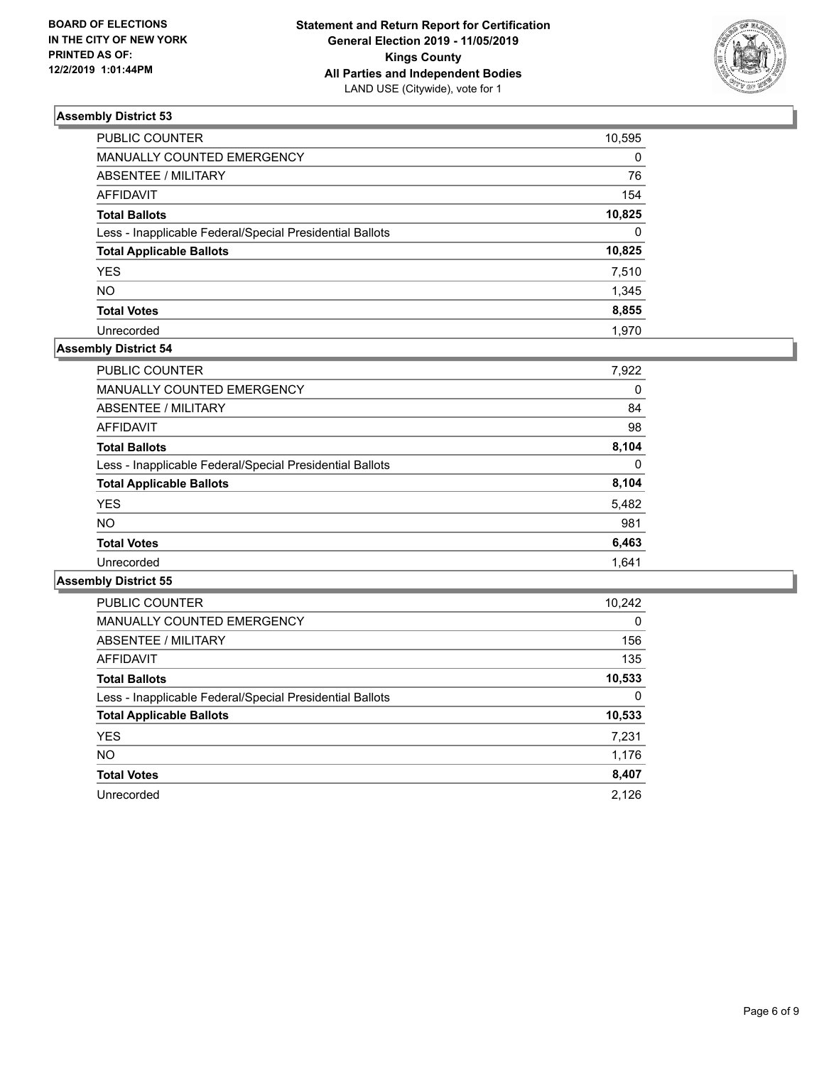**BOARD OF ELECTIONS IN THE CITY OF NEW YORK PRINTED AS OF: 12/2/2019 1:01:44PM**

**Statement and Return Report for Certification General Election 2019 - 11/05/2019 Kings County All Parties and Independent Bodies**
LAND USE (Citywide), vote for 1

### Assembly District 53

| | |
|---|---|
| PUBLIC COUNTER | 10,595 |
| MANUALLY COUNTED EMERGENCY | 0 |
| ABSENTEE / MILITARY | 76 |
| AFFIDAVIT | 154 |
| **Total Ballots** | **10,825** |
| Less - Inapplicable Federal/Special Presidential Ballots | 0 |
| **Total Applicable Ballots** | **10,825** |
| YES | 7,510 |
| NO | 1,345 |
| **Total Votes** | **8,855** |
| Unrecorded | 1,970 |

### Assembly District 54

| | |
|---|---|
| PUBLIC COUNTER | 7,922 |
| MANUALLY COUNTED EMERGENCY | 0 |
| ABSENTEE / MILITARY | 84 |
| AFFIDAVIT | 98 |
| **Total Ballots** | **8,104** |
| Less - Inapplicable Federal/Special Presidential Ballots | 0 |
| **Total Applicable Ballots** | **8,104** |
| YES | 5,482 |
| NO | 981 |
| **Total Votes** | **6,463** |
| Unrecorded | 1,641 |

### Assembly District 55

| | |
|---|---|
| PUBLIC COUNTER | 10,242 |
| MANUALLY COUNTED EMERGENCY | 0 |
| ABSENTEE / MILITARY | 156 |
| AFFIDAVIT | 135 |
| **Total Ballots** | **10,533** |
| Less - Inapplicable Federal/Special Presidential Ballots | 0 |
| **Total Applicable Ballots** | **10,533** |
| YES | 7,231 |
| NO | 1,176 |
| **Total Votes** | **8,407** |
| Unrecorded | 2,126 |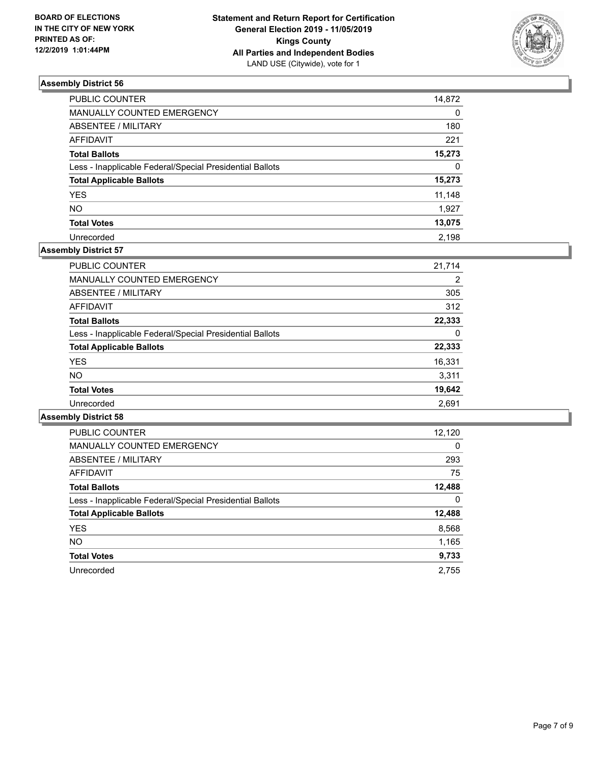**BOARD OF ELECTIONS IN THE CITY OF NEW YORK PRINTED AS OF: 12/2/2019 1:01:44PM**

**Statement and Return Report for Certification General Election 2019 - 11/05/2019 Kings County All Parties and Independent Bodies** LAND USE (Citywide), vote for 1

### Assembly District 56

| | |
|---|---|
| PUBLIC COUNTER | 14,872 |
| MANUALLY COUNTED EMERGENCY | 0 |
| ABSENTEE / MILITARY | 180 |
| AFFIDAVIT | 221 |
| **Total Ballots** | **15,273** |
| Less - Inapplicable Federal/Special Presidential Ballots | 0 |
| **Total Applicable Ballots** | **15,273** |
| YES | 11,148 |
| NO | 1,927 |
| **Total Votes** | **13,075** |
| Unrecorded | 2,198 |

### Assembly District 57

| | |
|---|---|
| PUBLIC COUNTER | 21,714 |
| MANUALLY COUNTED EMERGENCY | 2 |
| ABSENTEE / MILITARY | 305 |
| AFFIDAVIT | 312 |
| **Total Ballots** | **22,333** |
| Less - Inapplicable Federal/Special Presidential Ballots | 0 |
| **Total Applicable Ballots** | **22,333** |
| YES | 16,331 |
| NO | 3,311 |
| **Total Votes** | **19,642** |
| Unrecorded | 2,691 |

### Assembly District 58

| | |
|---|---|
| PUBLIC COUNTER | 12,120 |
| MANUALLY COUNTED EMERGENCY | 0 |
| ABSENTEE / MILITARY | 293 |
| AFFIDAVIT | 75 |
| **Total Ballots** | **12,488** |
| Less - Inapplicable Federal/Special Presidential Ballots | 0 |
| **Total Applicable Ballots** | **12,488** |
| YES | 8,568 |
| NO | 1,165 |
| **Total Votes** | **9,733** |
| Unrecorded | 2,755 |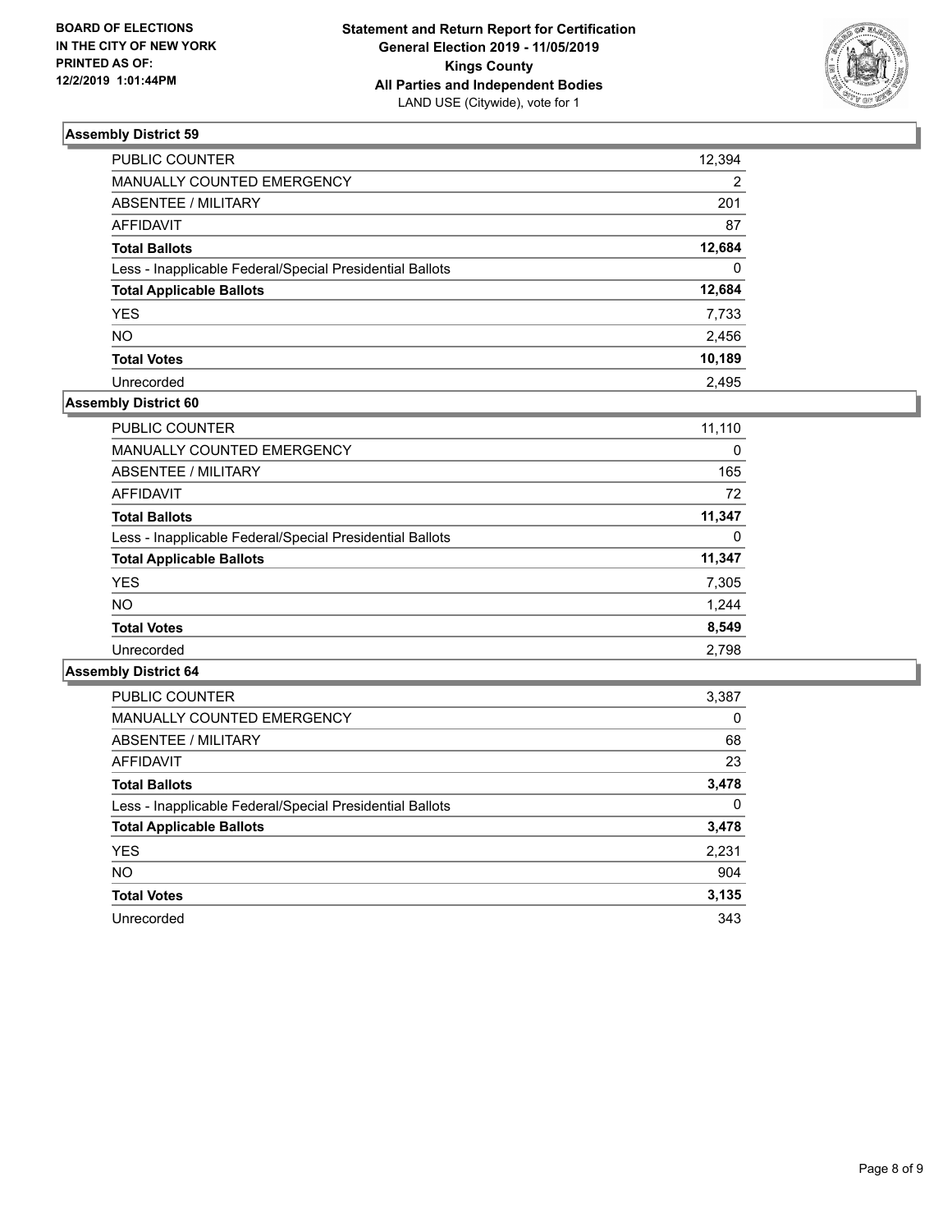**BOARD OF ELECTIONS IN THE CITY OF NEW YORK PRINTED AS OF: 12/2/2019 1:01:44PM**

**Statement and Return Report for Certification General Election 2019 - 11/05/2019 Kings County All Parties and Independent Bodies**
LAND USE (Citywide), vote for 1

### Assembly District 59

| | |
|---|---|
| PUBLIC COUNTER | 12,394 |
| MANUALLY COUNTED EMERGENCY | 2 |
| ABSENTEE / MILITARY | 201 |
| AFFIDAVIT | 87 |
| **Total Ballots** | **12,684** |
| Less - Inapplicable Federal/Special Presidential Ballots | 0 |
| **Total Applicable Ballots** | **12,684** |
| YES | 7,733 |
| NO | 2,456 |
| **Total Votes** | **10,189** |
| Unrecorded | 2,495 |

### Assembly District 60

| | |
|---|---|
| PUBLIC COUNTER | 11,110 |
| MANUALLY COUNTED EMERGENCY | 0 |
| ABSENTEE / MILITARY | 165 |
| AFFIDAVIT | 72 |
| **Total Ballots** | **11,347** |
| Less - Inapplicable Federal/Special Presidential Ballots | 0 |
| **Total Applicable Ballots** | **11,347** |
| YES | 7,305 |
| NO | 1,244 |
| **Total Votes** | **8,549** |
| Unrecorded | 2,798 |

### Assembly District 64

| | |
|---|---|
| PUBLIC COUNTER | 3,387 |
| MANUALLY COUNTED EMERGENCY | 0 |
| ABSENTEE / MILITARY | 68 |
| AFFIDAVIT | 23 |
| **Total Ballots** | **3,478** |
| Less - Inapplicable Federal/Special Presidential Ballots | 0 |
| **Total Applicable Ballots** | **3,478** |
| YES | 2,231 |
| NO | 904 |
| **Total Votes** | **3,135** |
| Unrecorded | 343 |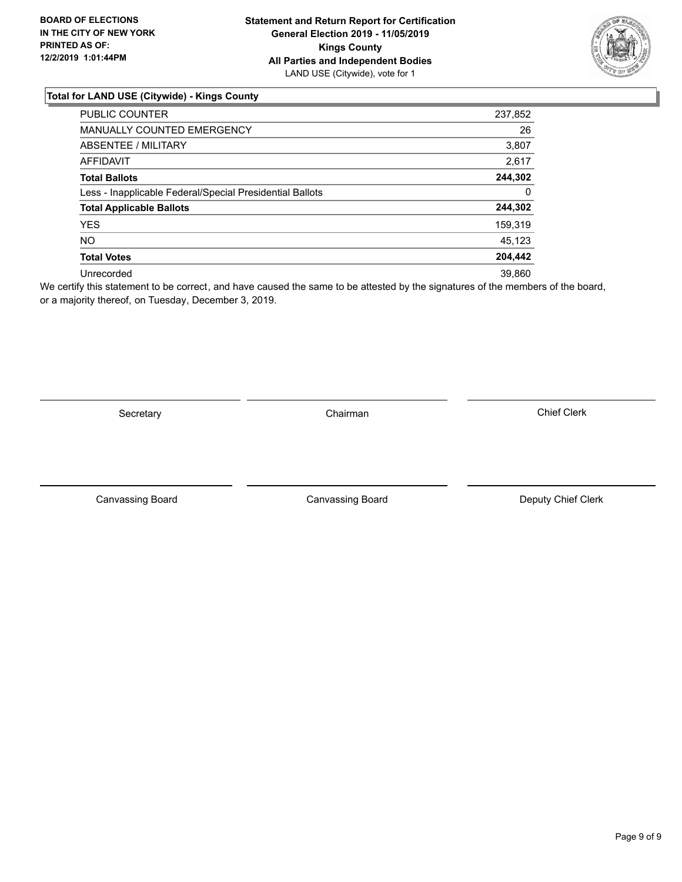**BOARD OF ELECTIONS IN THE CITY OF NEW YORK PRINTED AS OF: 12/2/2019 1:01:44PM**

**Statement and Return Report for Certification General Election 2019 - 11/05/2019 Kings County All Parties and Independent Bodies**
LAND USE (Citywide), vote for 1

### Total for LAND USE (Citywide) - Kings County

| | |
|---|---|
| PUBLIC COUNTER | 237,852 |
| MANUALLY COUNTED EMERGENCY | 26 |
| ABSENTEE / MILITARY | 3,807 |
| AFFIDAVIT | 2,617 |
| **Total Ballots** | **244,302** |
| Less - Inapplicable Federal/Special Presidential Ballots | 0 |
| **Total Applicable Ballots** | **244,302** |
| YES | 159,319 |
| NO | 45,123 |
| **Total Votes** | **204,442** |
| Unrecorded | 39,860 |

We certify this statement to be correct, and have caused the same to be attested by the signatures of the members of the board, or a majority thereof, on Tuesday, December 3, 2019.

Secretary | Chairman | Chief Clerk

Canvassing Board | Canvassing Board | Deputy Chief Clerk